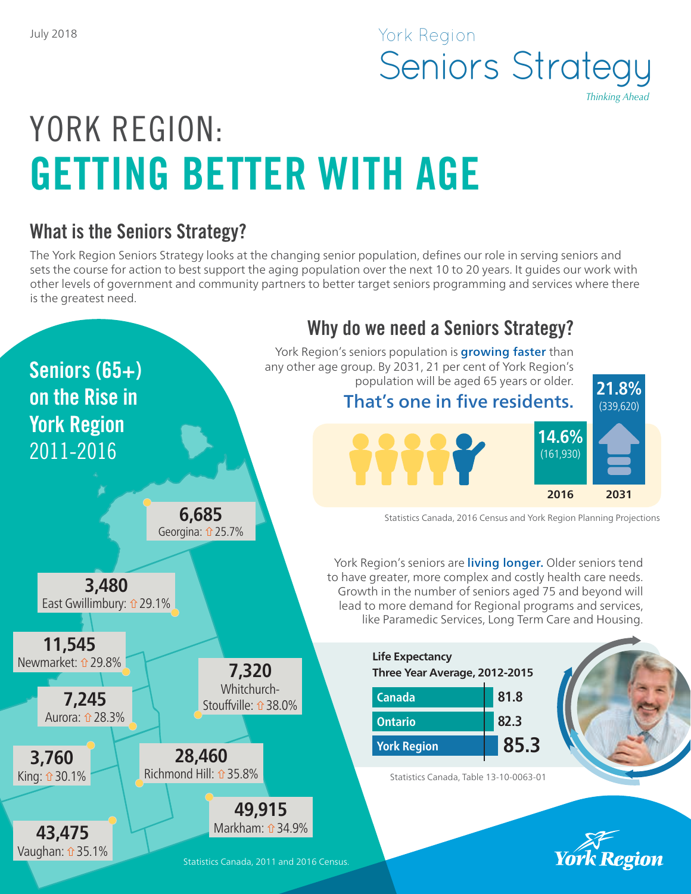July 2018

York Region
Seniors Strategy
*Thinking Ahead*

# YORK REGION: GETTING BETTER WITH AGE

## What is the Seniors Strategy?

The York Region Seniors Strategy looks at the changing senior population, defines our role in serving seniors and sets the course for action to best support the aging population over the next 10 to 20 years. It guides our work with other levels of government and community partners to better target seniors programming and services where there is the greatest need.

## Why do we need a Seniors Strategy?

York Region's seniors population is **growing faster** than any other age group. By 2031, 21 per cent of York Region's population will be aged 65 years or older.

**That's one in five residents.**

| Year | Seniors (65+) |
|---|---|
| 2016 | 14.6% (161,930) |
| 2031 | 21.8% (339,620) |

Statistics Canada, 2016 Census and York Region Planning Projections

York Region's seniors are **living longer.** Older seniors tend to have greater, more complex and costly health care needs. Growth in the number of seniors aged 75 and beyond will lead to more demand for Regional programs and services, like Paramedic Services, Long Term Care and Housing.

**Life Expectancy Three Year Average, 2012-2015**

| | Life Expectancy |
|---|---|
| Canada | 81.8 |
| Ontario | 82.3 |
| York Region | 85.3 |

Statistics Canada, Table 13-10-0063-01

## Seniors (65+) on the Rise in York Region 2011-2016

| Municipality | Seniors (65+) | Increase |
|---|---|---|
| Georgina | 6,685 | 25.7% |
| East Gwillimbury | 3,480 | 29.1% |
| Newmarket | 11,545 | 29.8% |
| Whitchurch-Stouffville | 7,320 | 38.0% |
| Aurora | 7,245 | 28.3% |
| King | 3,760 | 30.1% |
| Richmond Hill | 28,460 | 35.8% |
| Markham | 49,915 | 34.9% |
| Vaughan | 43,475 | 35.1% |

Statistics Canada, 2011 and 2016 Census.

York Region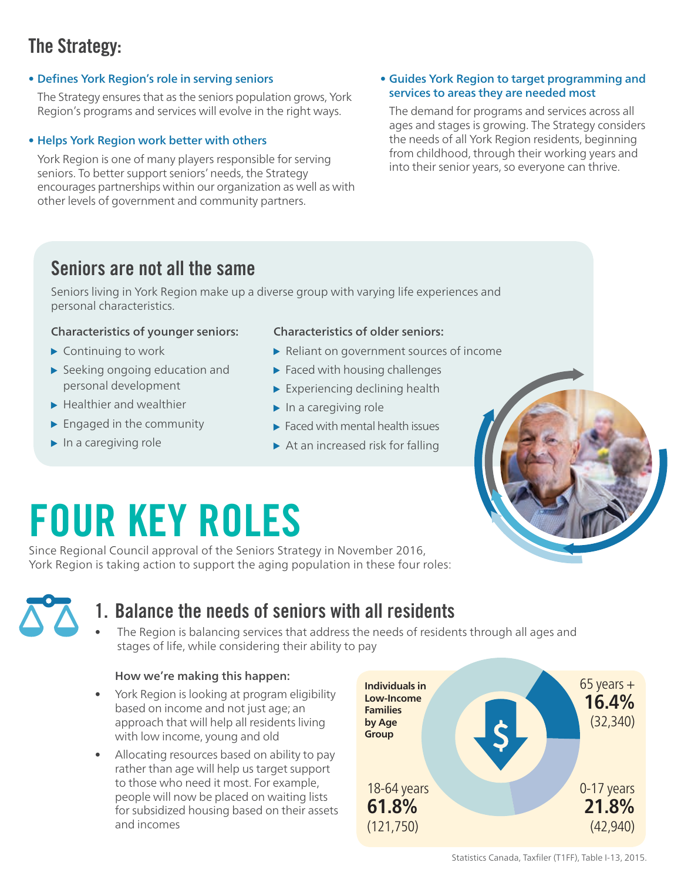## The Strategy:

- **Defines York Region's role in serving seniors**

  The Strategy ensures that as the seniors population grows, York Region's programs and services will evolve in the right ways.

- **Helps York Region work better with others**

  York Region is one of many players responsible for serving seniors. To better support seniors' needs, the Strategy encourages partnerships within our organization as well as with other levels of government and community partners.

- **Guides York Region to target programming and services to areas they are needed most**

  The demand for programs and services across all ages and stages is growing. The Strategy considers the needs of all York Region residents, beginning from childhood, through their working years and into their senior years, so everyone can thrive.

### Seniors are not all the same

Seniors living in York Region make up a diverse group with varying life experiences and personal characteristics.

**Characteristics of younger seniors:**

- Continuing to work
- Seeking ongoing education and personal development
- Healthier and wealthier
- Engaged in the community
- In a caregiving role

**Characteristics of older seniors:**

- Reliant on government sources of income
- Faced with housing challenges
- Experiencing declining health
- In a caregiving role
- Faced with mental health issues
- At an increased risk for falling

# FOUR KEY ROLES

Since Regional Council approval of the Seniors Strategy in November 2016, York Region is taking action to support the aging population in these four roles:

## 1. Balance the needs of seniors with all residents

- The Region is balancing services that address the needs of residents through all ages and stages of life, while considering their ability to pay

**How we're making this happen:**

- York Region is looking at program eligibility based on income and not just age; an approach that will help all residents living with low income, young and old
- Allocating resources based on ability to pay rather than age will help us target support to those who need it most. For example, people will now be placed on waiting lists for subsidized housing based on their assets and incomes

**Individuals in Low-Income Families by Age Group**

| Age group | Percentage | Number |
|---|---|---|
| 65 years + | 16.4% | (32,340) |
| 18-64 years | 61.8% | (121,750) |
| 0-17 years | 21.8% | (42,940) |

Statistics Canada, Taxfiler (T1FF), Table I-13, 2015.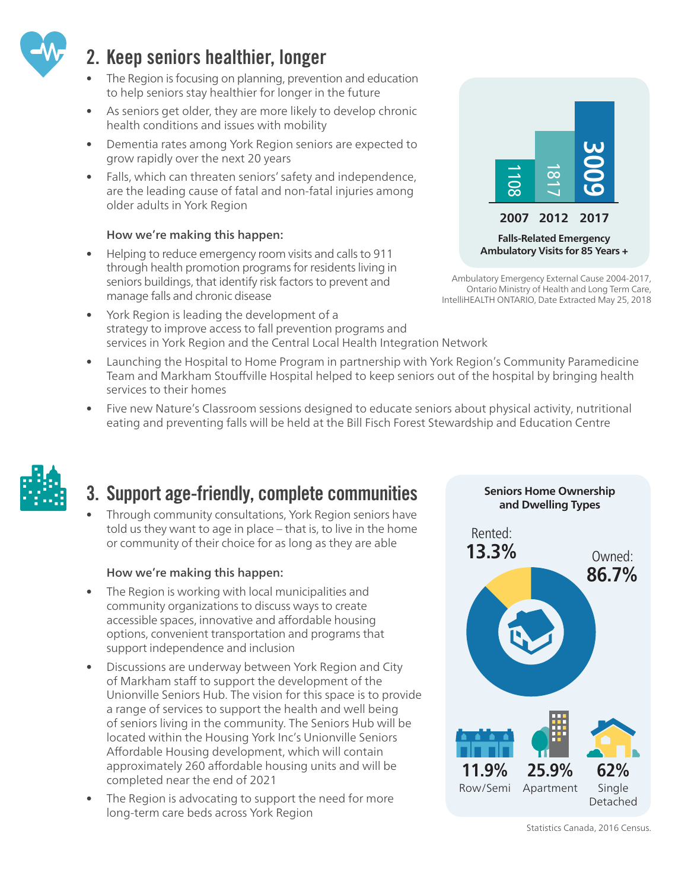## 2. Keep seniors healthier, longer

- The Region is focusing on planning, prevention and education to help seniors stay healthier for longer in the future
- As seniors get older, they are more likely to develop chronic health conditions and issues with mobility
- Dementia rates among York Region seniors are expected to grow rapidly over the next 20 years
- Falls, which can threaten seniors' safety and independence, are the leading cause of fatal and non-fatal injuries among older adults in York Region

**Falls-Related Emergency Ambulatory Visits for 85 Years +**

| 2007 | 2012 | 2017 |
|---|---|---|
| 1108 | 1817 | 3009 |

Ambulatory Emergency External Cause 2004-2017, Ontario Ministry of Health and Long Term Care, IntelliHEALTH ONTARIO, Date Extracted May 25, 2018

**How we're making this happen:**

- Helping to reduce emergency room visits and calls to 911 through health promotion programs for residents living in seniors buildings, that identify risk factors to prevent and manage falls and chronic disease
- York Region is leading the development of a strategy to improve access to fall prevention programs and services in York Region and the Central Local Health Integration Network
- Launching the Hospital to Home Program in partnership with York Region's Community Paramedicine Team and Markham Stouffville Hospital helped to keep seniors out of the hospital by bringing health services to their homes
- Five new Nature's Classroom sessions designed to educate seniors about physical activity, nutritional eating and preventing falls will be held at the Bill Fisch Forest Stewardship and Education Centre

## 3. Support age-friendly, complete communities

- Through community consultations, York Region seniors have told us they want to age in place – that is, to live in the home or community of their choice for as long as they are able

**How we're making this happen:**

- The Region is working with local municipalities and community organizations to discuss ways to create accessible spaces, innovative and affordable housing options, convenient transportation and programs that support independence and inclusion
- Discussions are underway between York Region and City of Markham staff to support the development of the Unionville Seniors Hub. The vision for this space is to provide a range of services to support the health and well being of seniors living in the community. The Seniors Hub will be located within the Housing York Inc's Unionville Seniors Affordable Housing development, which will contain approximately 260 affordable housing units and will be completed near the end of 2021
- The Region is advocating to support the need for more long-term care beds across York Region

**Seniors Home Ownership and Dwelling Types**

Rented: **13.3%**

Owned: **86.7%**

| 11.9% | 25.9% | 62% |
|---|---|---|
| Row/Semi | Apartment | Single Detached |

Statistics Canada, 2016 Census.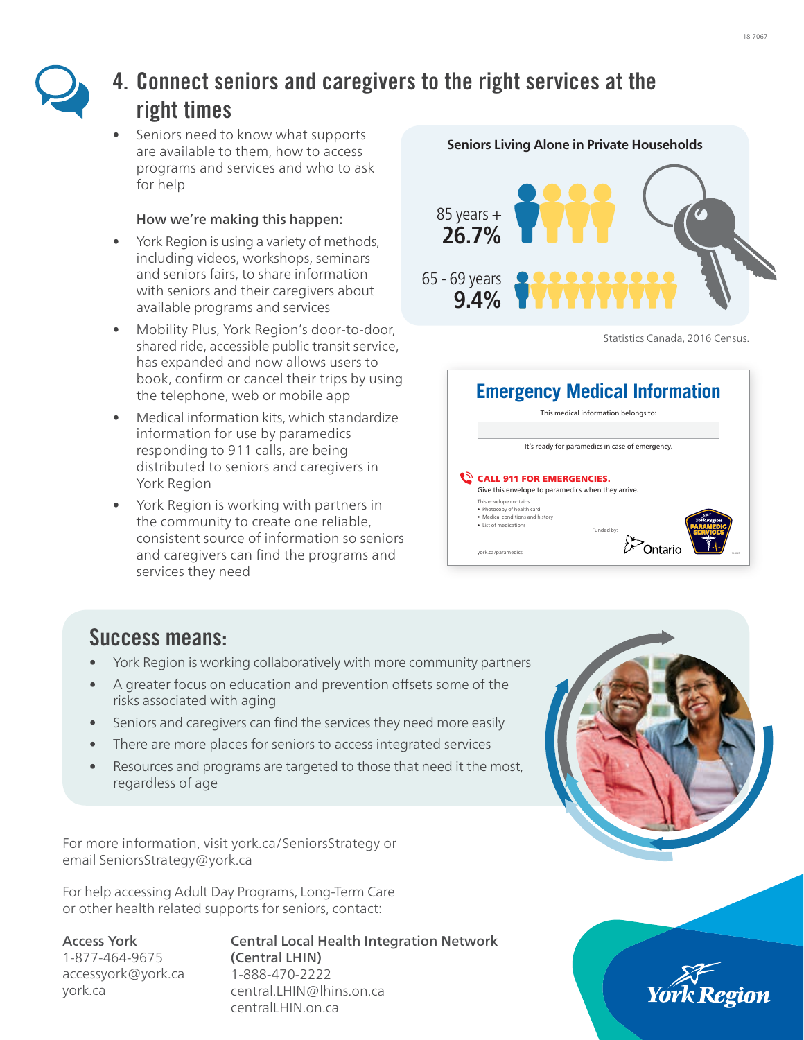## 4. Connect seniors and caregivers to the right services at the right times

- Seniors need to know what supports are available to them, how to access programs and services and who to ask for help

**How we're making this happen:**

- York Region is using a variety of methods, including videos, workshops, seminars and seniors fairs, to share information with seniors and their caregivers about available programs and services
- Mobility Plus, York Region's door-to-door, shared ride, accessible public transit service, has expanded and now allows users to book, confirm or cancel their trips by using the telephone, web or mobile app
- Medical information kits, which standardize information for use by paramedics responding to 911 calls, are being distributed to seniors and caregivers in York Region
- York Region is working with partners in the community to create one reliable, consistent source of information so seniors and caregivers can find the programs and services they need

**Seniors Living Alone in Private Households**

85 years +
26.7%

65 - 69 years
9.4%

Statistics Canada, 2016 Census.

**Emergency Medical Information**

This medical information belongs to:

It's ready for paramedics in case of emergency.

**CALL 911 FOR EMERGENCIES.**
Give this envelope to paramedics when they arrive.

This envelope contains:
- Photocopy of health card
- Medical conditions and history
- List of medications

Funded by: Ontario

York Region Paramedic Services

york.ca/paramedics

### Success means:

- York Region is working collaboratively with more community partners
- A greater focus on education and prevention offsets some of the risks associated with aging
- Seniors and caregivers can find the services they need more easily
- There are more places for seniors to access integrated services
- Resources and programs are targeted to those that need it the most, regardless of age

For more information, visit york.ca/SeniorsStrategy or email SeniorsStrategy@york.ca

For help accessing Adult Day Programs, Long-Term Care or other health related supports for seniors, contact:

**Access York**
1-877-464-9675
accessyork@york.ca
york.ca

**Central Local Health Integration Network (Central LHIN)**
1-888-470-2222
central.LHIN@lhins.on.ca
centralLHIN.on.ca

York Region